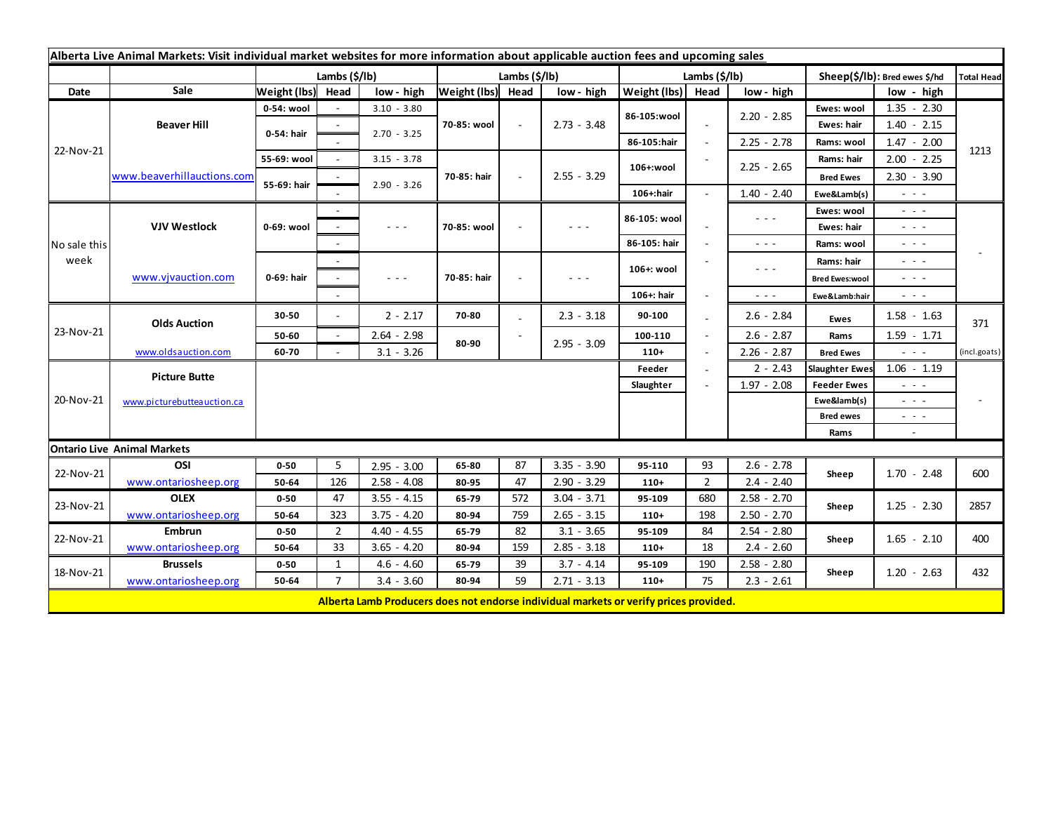**Alberta Live Animal Markets: Visit individual market websites for more information about applicable auction fees and upcoming sales**

| Date | Sale | Lambs ($/lb) | | | Lambs ($/lb) | | | Lambs ($/lb) | | | Sheep($/lb): Bred ewes $/hd | | Total Head |
|---|---|---|---|---|---|---|---|---|---|---|---|---|---|
| | | Weight (lbs) | Head | low - high | Weight (lbs) | Head | low - high | Weight (lbs) | Head | low - high | | low - high | |
| 22-Nov-21 | Beaver Hill www.beaverhillauctions.com | 0-54: wool | - | 3.10 - 3.80 | 70-85: wool | - | 2.73 - 3.48 | 86-105:wool | - | 2.20 - 2.85 | Ewes: wool | 1.35 - 2.30 | 1213 |
| | | 0-54: hair | - | 2.70 - 3.25 | | | | | | | Ewes: hair | 1.40 - 2.15 | |
| | | | - | | | | | 86-105:hair | - | 2.25 - 2.78 | Rams: wool | 1.47 - 2.00 | |
| | | 55-69: wool | - | 3.15 - 3.78 | 70-85: hair | - | 2.55 - 3.29 | 106+:wool | - | 2.25 - 2.65 | Rams: hair | 2.00 - 2.25 | |
| | | 55-69: hair | - | 2.90 - 3.26 | | | | | | | Bred Ewes | 2.30 - 3.90 | |
| | | | - | | | | | 106+:hair | - | 1.40 - 2.40 | Ewe&Lamb(s) | - - - | |
| No sale this week | VJV Westlock www.vjvauction.com | 0-69: wool | - | - - - | 70-85: wool | - | - - - | 86-105: wool | - | - - - | Ewes: wool | - - - | - |
| | | | - | | | | | | | | Ewes: hair | - - - | |
| | | | - | | | | | 86-105: hair | - | - - - | Rams: wool | - - - | |
| | | 0-69: hair | - | - - - | 70-85: hair | - | - - - | 106+: wool | - | - - - | Rams: hair | - - - | |
| | | | - | | | | | | | | Bred Ewes:wool | - - - | |
| | | | - | | | | | 106+: hair | - | - - - | Ewe&Lamb:hair | - - - | |
| 23-Nov-21 | Olds Auction www.oldsauction.com | 30-50 | - | 2 - 2.17 | 70-80 | - | 2.3 - 3.18 | 90-100 | - | 2.6 - 2.84 | Ewes | 1.58 - 1.63 | 371 (incl.goats) |
| | | 50-60 | - | 2.64 - 2.98 | 80-90 | - | 2.95 - 3.09 | 100-110 | - | 2.6 - 2.87 | Rams | 1.59 - 1.71 | |
| | | 60-70 | - | 3.1 - 3.26 | | | | 110+ | - | 2.26 - 2.87 | Bred Ewes | - - - | |
| 20-Nov-21 | Picture Butte www.picturebutteauction.ca | | | | | | | Feeder | - | 2 - 2.43 | Slaughter Ewes | 1.06 - 1.19 | - |
| | | | | | | | | Slaughter | - | 1.97 - 2.08 | Feeder Ewes | - - - | |
| | | | | | | | | | | | Ewe&lamb(s) | - - - | |
| | | | | | | | | | | | Bred ewes | - - - | |
| | | | | | | | | | | | Rams | - | |
| **Ontario Live Animal Markets** | | | | | | | | | | | | | |
| 22-Nov-21 | OSI www.ontariosheep.org | 0-50 | 5 | 2.95 - 3.00 | 65-80 | 87 | 3.35 - 3.90 | 95-110 | 93 | 2.6 - 2.78 | Sheep | 1.70 - 2.48 | 600 |
| | | 50-64 | 126 | 2.58 - 4.08 | 80-95 | 47 | 2.90 - 3.29 | 110+ | 2 | 2.4 - 2.40 | | | |
| 23-Nov-21 | OLEX www.ontariosheep.org | 0-50 | 47 | 3.55 - 4.15 | 65-79 | 572 | 3.04 - 3.71 | 95-109 | 680 | 2.58 - 2.70 | Sheep | 1.25 - 2.30 | 2857 |
| | | 50-64 | 323 | 3.75 - 4.20 | 80-94 | 759 | 2.65 - 3.15 | 110+ | 198 | 2.50 - 2.70 | | | |
| 22-Nov-21 | Embrun www.ontariosheep.org | 0-50 | 2 | 4.40 - 4.55 | 65-79 | 82 | 3.1 - 3.65 | 95-109 | 84 | 2.54 - 2.80 | Sheep | 1.65 - 2.10 | 400 |
| | | 50-64 | 33 | 3.65 - 4.20 | 80-94 | 159 | 2.85 - 3.18 | 110+ | 18 | 2.4 - 2.60 | | | |
| 18-Nov-21 | Brussels www.ontariosheep.org | 0-50 | 1 | 4.6 - 4.60 | 65-79 | 39 | 3.7 - 4.14 | 95-109 | 190 | 2.58 - 2.80 | Sheep | 1.20 - 2.63 | 432 |
| | | 50-64 | 7 | 3.4 - 3.60 | 80-94 | 59 | 2.71 - 3.13 | 110+ | 75 | 2.3 - 2.61 | | | |

**Alberta Lamb Producers does not endorse individual markets or verify prices provided.**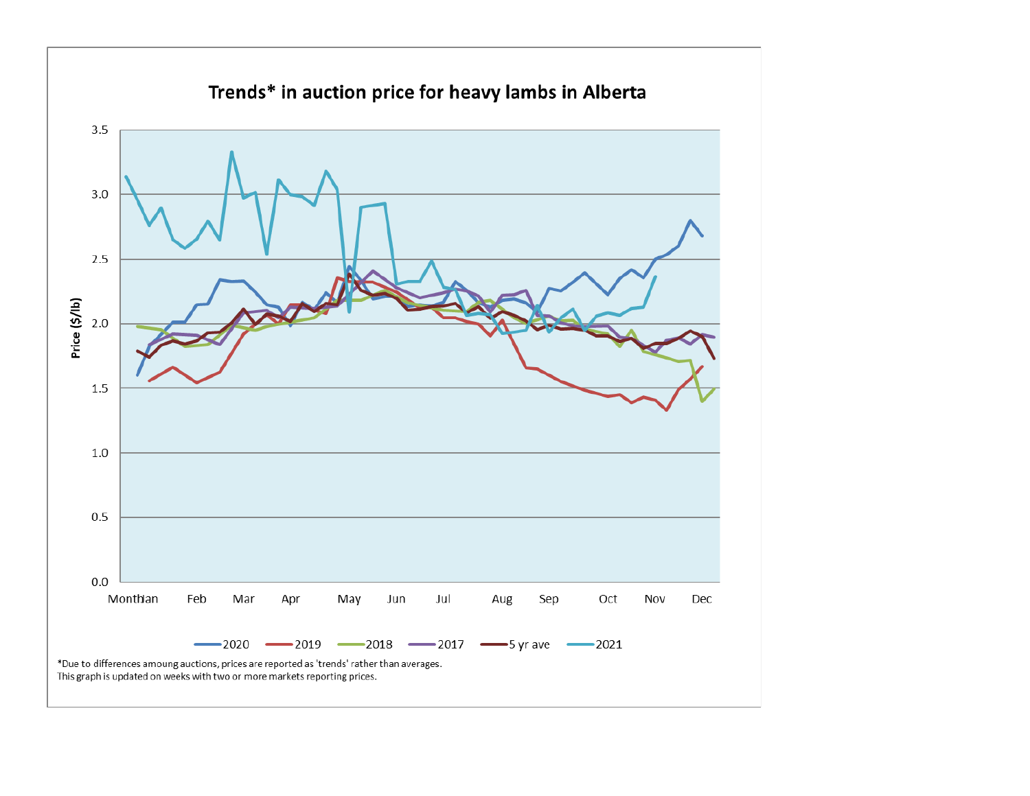## Trends* in auction price for heavy lambs in Alberta

Price ($/lb)

3.5
3.0
2.5
2.0
1.5
1.0
0.5
0.0

Month Jan Feb Mar Apr May Jun Jul Aug Sep Oct Nov Dec

2020 2019 2018 2017 5 yr ave 2021

*Due to differences amoung auctions, prices are reported as 'trends' rather than averages.
This graph is updated on weeks with two or more markets reporting prices.